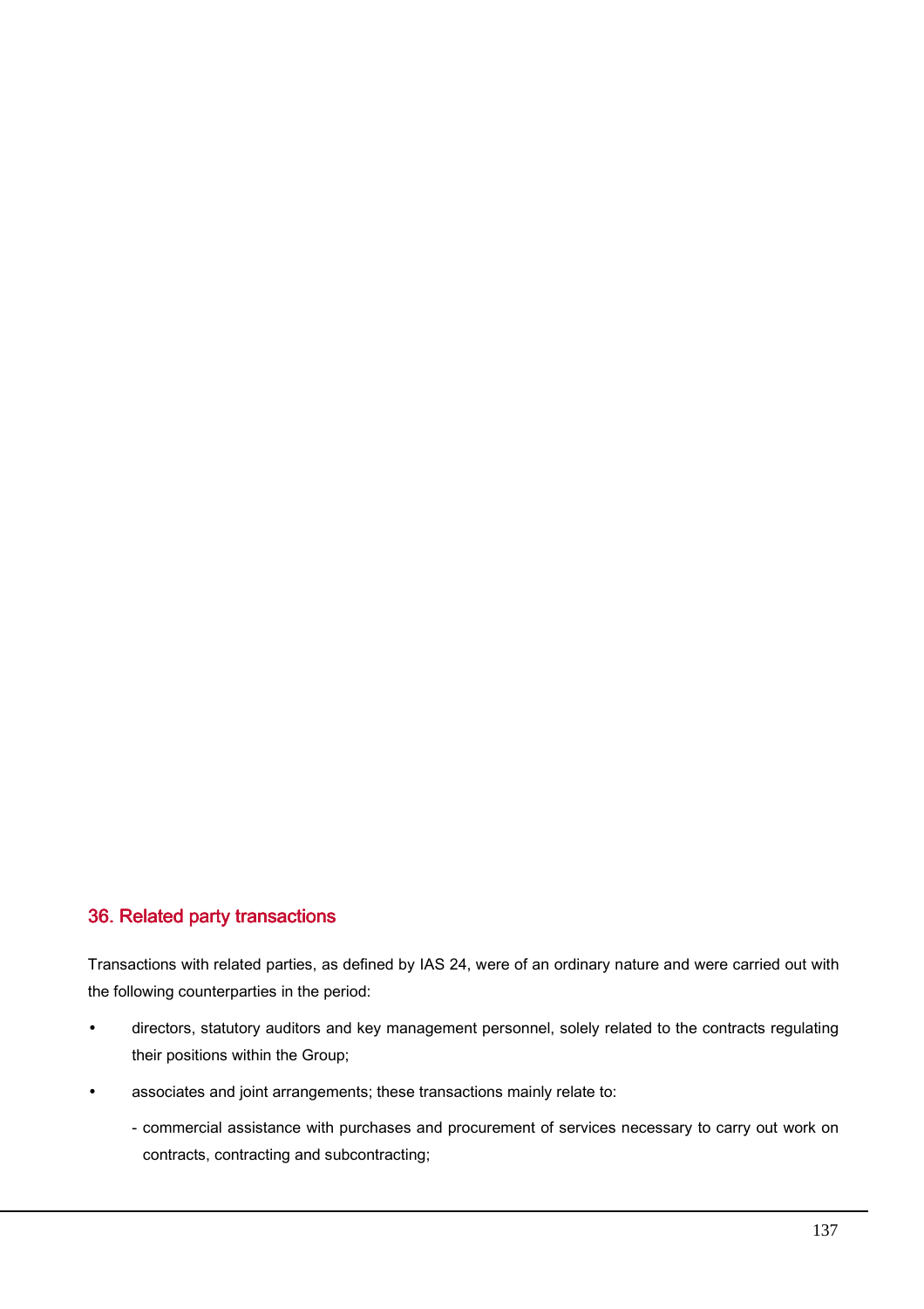## 36. Related party transactions

Transactions with related parties, as defined by IAS 24, were of an ordinary nature and were carried out with the following counterparties in the period:

- directors, statutory auditors and key management personnel, solely related to the contracts regulating their positions within the Group;
- associates and joint arrangements; these transactions mainly relate to:
  - commercial assistance with purchases and procurement of services necessary to carry out work on contracts, contracting and subcontracting;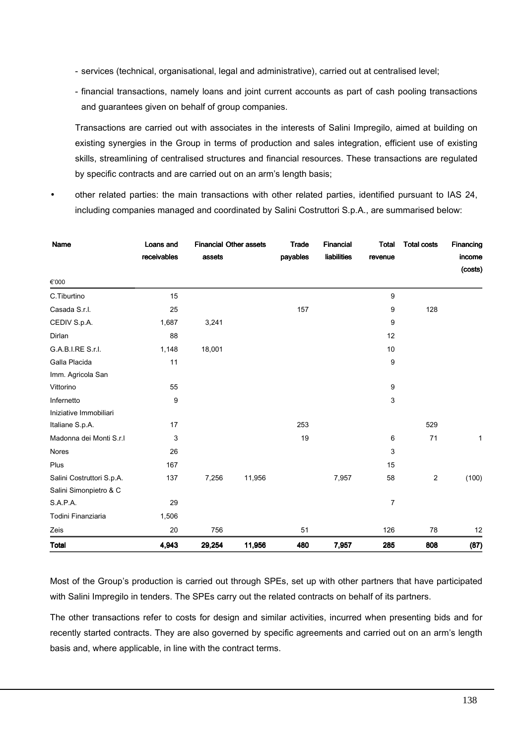- services (technical, organisational, legal and administrative), carried out at centralised level;
- financial transactions, namely loans and joint current accounts as part of cash pooling transactions and guarantees given on behalf of group companies.

Transactions are carried out with associates in the interests of Salini Impregilo, aimed at building on existing synergies in the Group in terms of production and sales integration, efficient use of existing skills, streamlining of centralised structures and financial resources. These transactions are regulated by specific contracts and are carried out on an arm's length basis;

- other related parties: the main transactions with other related parties, identified pursuant to IAS 24, including companies managed and coordinated by Salini Costruttori S.p.A., are summarised below:

| Name | Loans and receivables | Financial assets | Other assets | Trade payables | Financial liabilities | Total revenue | Total costs | Financing income (costs) |
|---|---|---|---|---|---|---|---|---|
| €'000 | | | | | | | | |
| C.Tiburtino | 15 | | | | | 9 | | |
| Casada S.r.l. | 25 | | | 157 | | 9 | 128 | |
| CEDIV S.p.A. | 1,687 | 3,241 | | | | 9 | | |
| Dirlan | 88 | | | | | 12 | | |
| G.A.B.I.RE S.r.l. | 1,148 | 18,001 | | | | 10 | | |
| Galla Placida | 11 | | | | | 9 | | |
| Imm. Agricola San Vittorino | 55 | | | | | 9 | | |
| Infernetto | 9 | | | | | 3 | | |
| Iniziative Immobiliari Italiane S.p.A. | 17 | | | 253 | | | 529 | |
| Madonna dei Monti S.r.l | 3 | | | 19 | | 6 | 71 | 1 |
| Nores | 26 | | | | | 3 | | |
| Plus | 167 | | | | | 15 | | |
| Salini Costruttori S.p.A. | 137 | 7,256 | 11,956 | | 7,957 | 58 | 2 | (100) |
| Salini Simonpietro & C S.A.P.A. | 29 | | | | | 7 | | |
| Todini Finanziaria | 1,506 | | | | | | | |
| Zeis | 20 | 756 | | 51 | | 126 | 78 | 12 |
| **Total** | **4,943** | **29,254** | **11,956** | **480** | **7,957** | **285** | **808** | **(87)** |

Most of the Group's production is carried out through SPEs, set up with other partners that have participated with Salini Impregilo in tenders. The SPEs carry out the related contracts on behalf of its partners.

The other transactions refer to costs for design and similar activities, incurred when presenting bids and for recently started contracts. They are also governed by specific agreements and carried out on an arm's length basis and, where applicable, in line with the contract terms.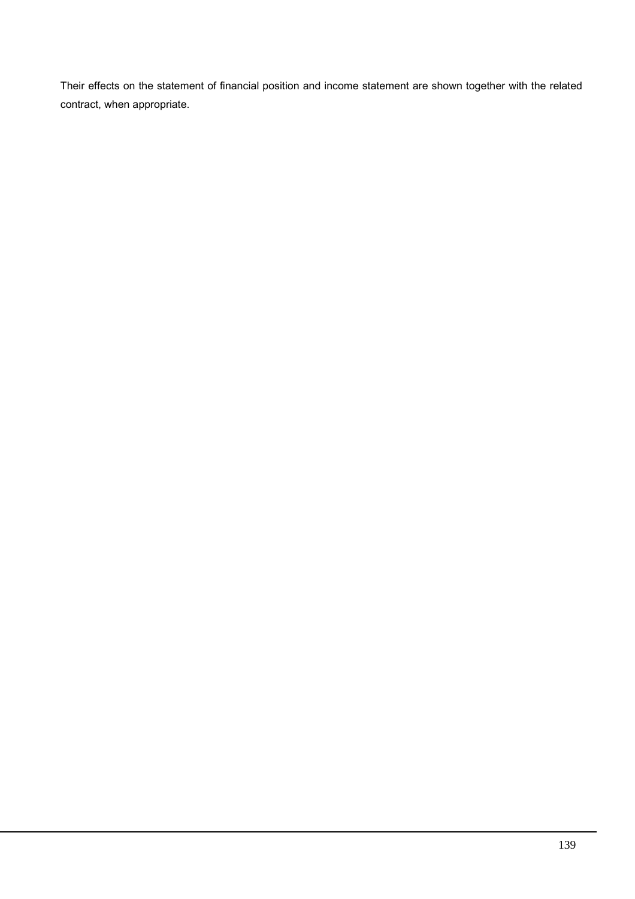Their effects on the statement of financial position and income statement are shown together with the related contract, when appropriate.